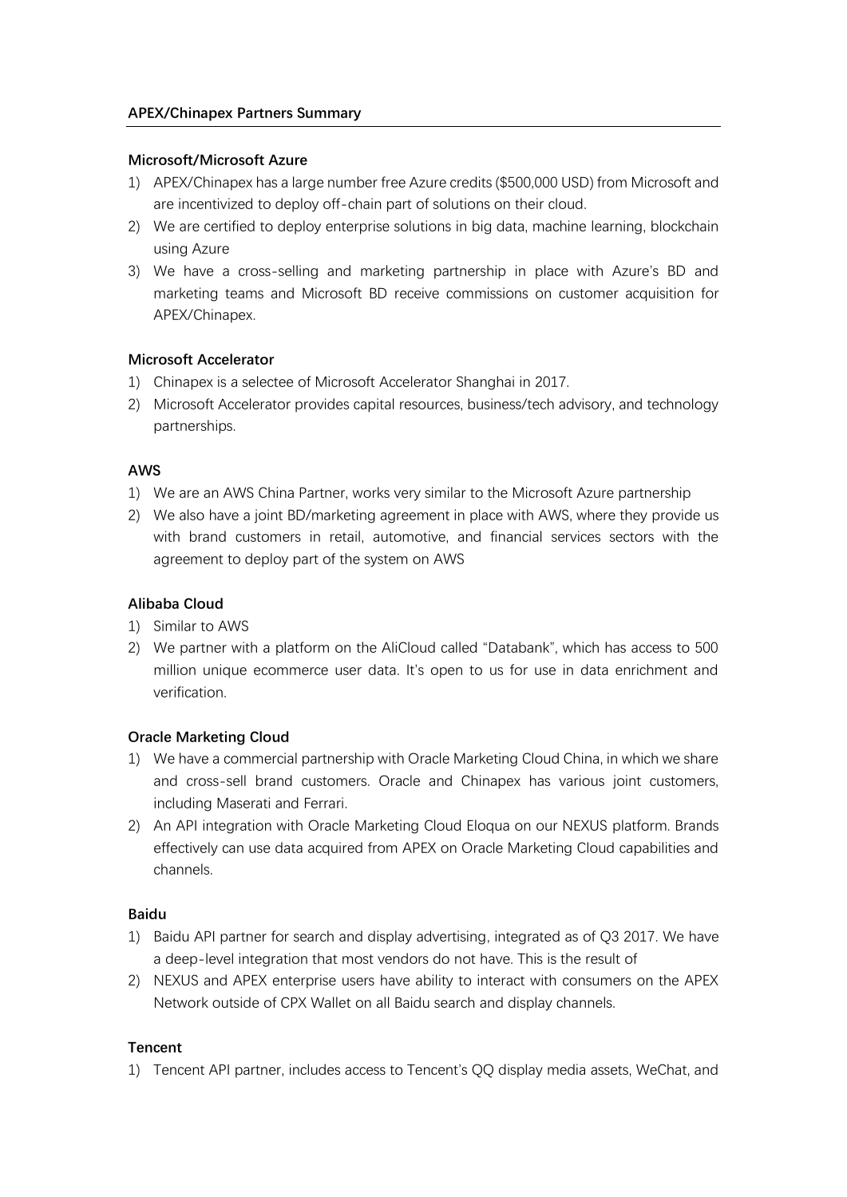**APEX/Chinapex Partners Summary**

**Microsoft/Microsoft Azure**

1) APEX/Chinapex has a large number free Azure credits ($500,000 USD) from Microsoft and are incentivized to deploy off-chain part of solutions on their cloud.
2) We are certified to deploy enterprise solutions in big data, machine learning, blockchain using Azure
3) We have a cross-selling and marketing partnership in place with Azure's BD and marketing teams and Microsoft BD receive commissions on customer acquisition for APEX/Chinapex.

**Microsoft Accelerator**

1) Chinapex is a selectee of Microsoft Accelerator Shanghai in 2017.
2) Microsoft Accelerator provides capital resources, business/tech advisory, and technology partnerships.

**AWS**

1) We are an AWS China Partner, works very similar to the Microsoft Azure partnership
2) We also have a joint BD/marketing agreement in place with AWS, where they provide us with brand customers in retail, automotive, and financial services sectors with the agreement to deploy part of the system on AWS

**Alibaba Cloud**

1) Similar to AWS
2) We partner with a platform on the AliCloud called "Databank", which has access to 500 million unique ecommerce user data. It's open to us for use in data enrichment and verification.

**Oracle Marketing Cloud**

1) We have a commercial partnership with Oracle Marketing Cloud China, in which we share and cross-sell brand customers. Oracle and Chinapex has various joint customers, including Maserati and Ferrari.
2) An API integration with Oracle Marketing Cloud Eloqua on our NEXUS platform. Brands effectively can use data acquired from APEX on Oracle Marketing Cloud capabilities and channels.

**Baidu**

1) Baidu API partner for search and display advertising, integrated as of Q3 2017. We have a deep-level integration that most vendors do not have. This is the result of
2) NEXUS and APEX enterprise users have ability to interact with consumers on the APEX Network outside of CPX Wallet on all Baidu search and display channels.

**Tencent**

1) Tencent API partner, includes access to Tencent's QQ display media assets, WeChat, and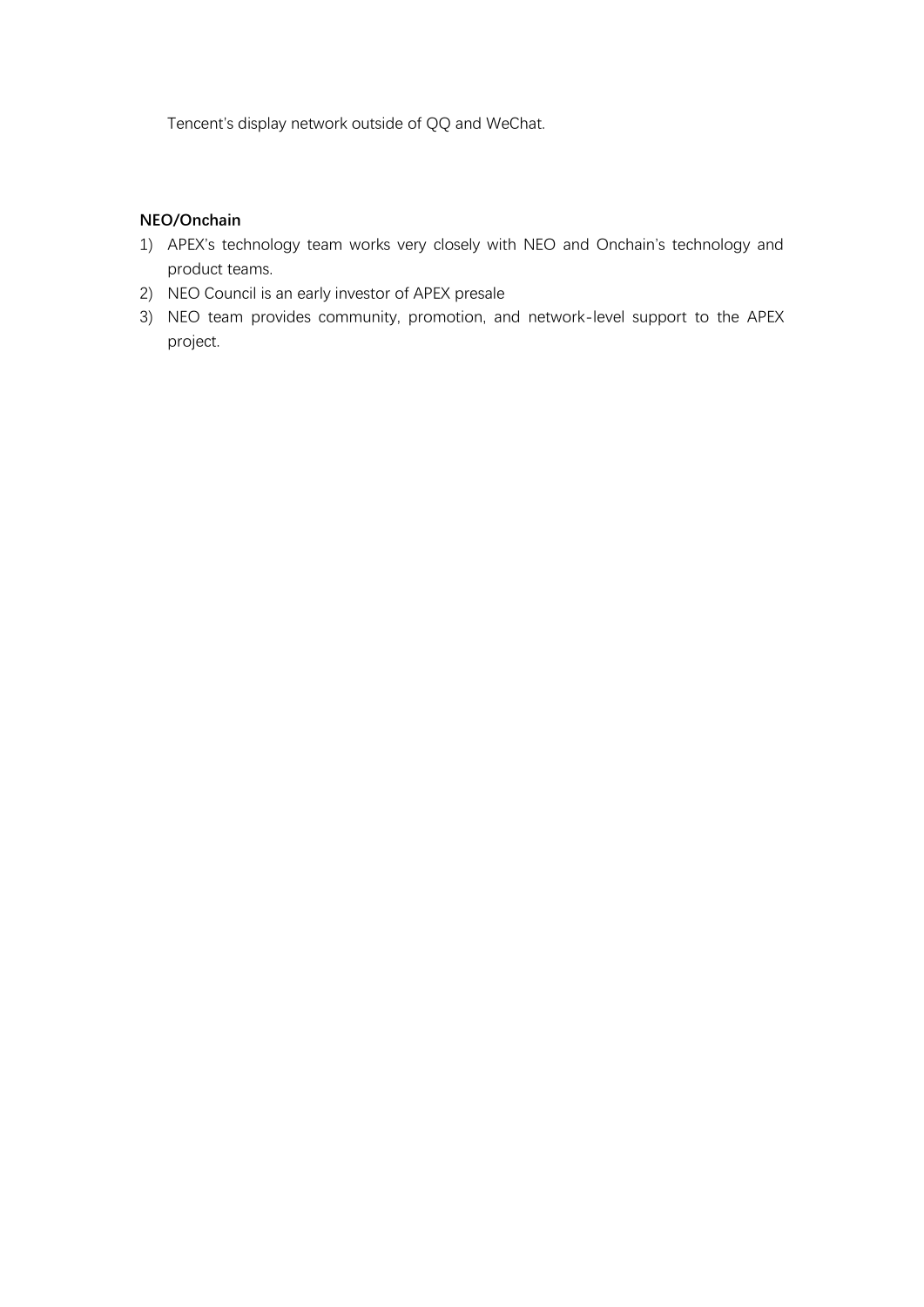Tencent's display network outside of QQ and WeChat.

**NEO/Onchain**

1) APEX's technology team works very closely with NEO and Onchain's technology and product teams.
2) NEO Council is an early investor of APEX presale
3) NEO team provides community, promotion, and network-level support to the APEX project.